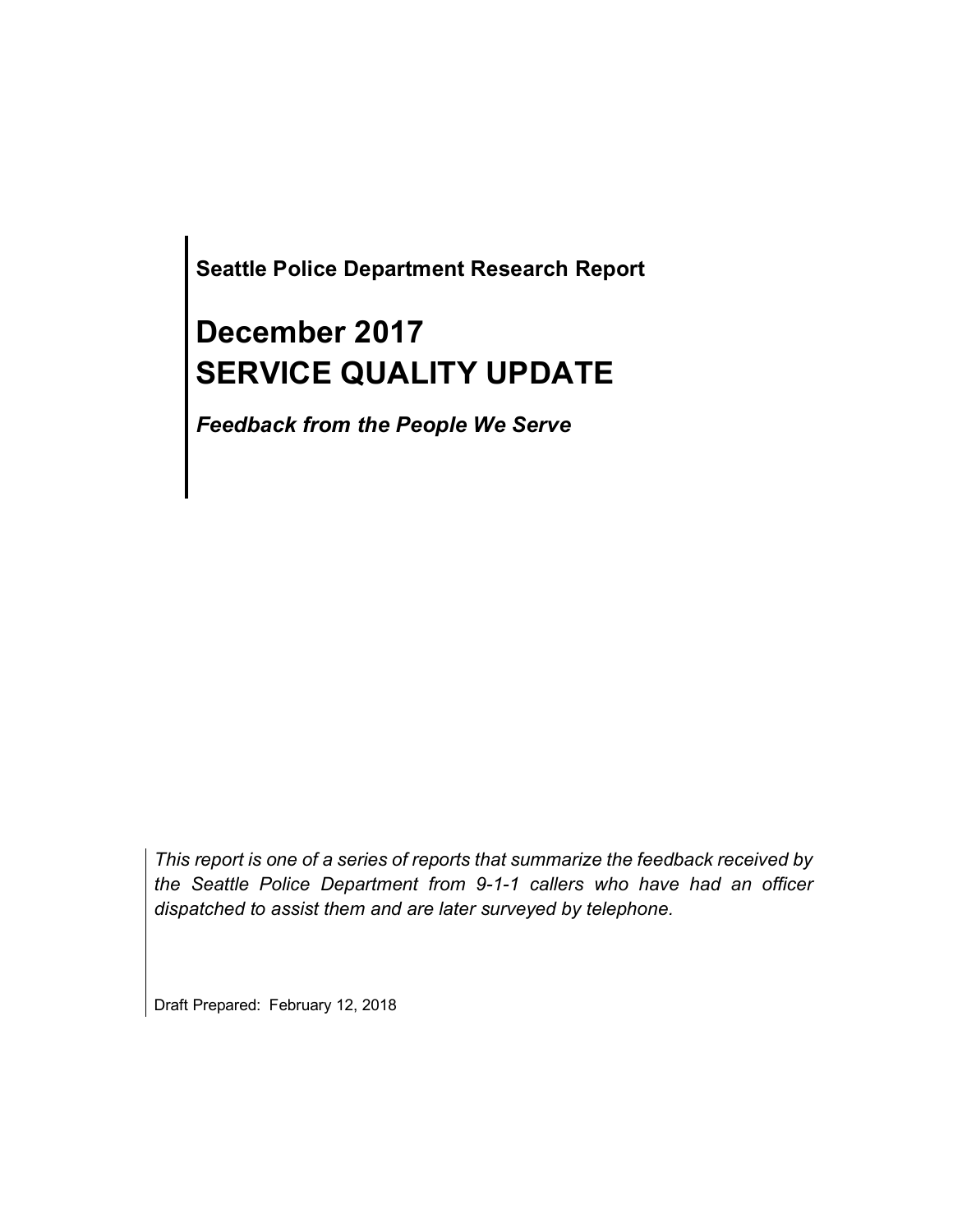**Seattle Police Department Research Report**

# December 2017
# SERVICE QUALITY UPDATE

***Feedback from the People We Serve***

*This report is one of a series of reports that summarize the feedback received by the Seattle Police Department from 9-1-1 callers who have had an officer dispatched to assist them and are later surveyed by telephone.*

Draft Prepared: February 12, 2018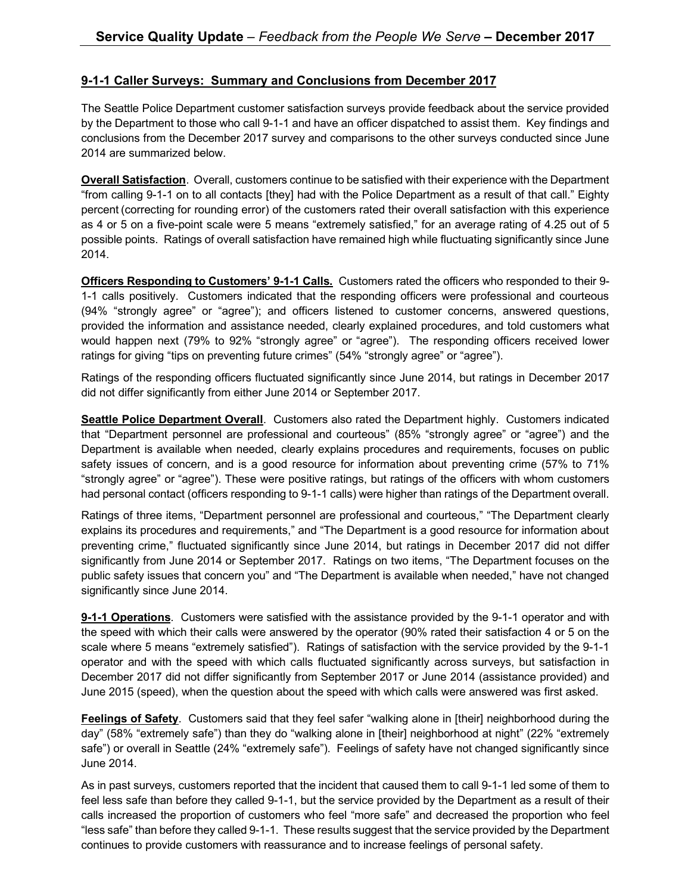## 9-1-1 Caller Surveys: Summary and Conclusions from December 2017

The Seattle Police Department customer satisfaction surveys provide feedback about the service provided by the Department to those who call 9-1-1 and have an officer dispatched to assist them. Key findings and conclusions from the December 2017 survey and comparisons to the other surveys conducted since June 2014 are summarized below.

**Overall Satisfaction**. Overall, customers continue to be satisfied with their experience with the Department "from calling 9-1-1 on to all contacts [they] had with the Police Department as a result of that call." Eighty percent (correcting for rounding error) of the customers rated their overall satisfaction with this experience as 4 or 5 on a five-point scale were 5 means "extremely satisfied," for an average rating of 4.25 out of 5 possible points. Ratings of overall satisfaction have remained high while fluctuating significantly since June 2014.

**Officers Responding to Customers' 9-1-1 Calls.** Customers rated the officers who responded to their 9-1-1 calls positively. Customers indicated that the responding officers were professional and courteous (94% "strongly agree" or "agree"); and officers listened to customer concerns, answered questions, provided the information and assistance needed, clearly explained procedures, and told customers what would happen next (79% to 92% "strongly agree" or "agree"). The responding officers received lower ratings for giving "tips on preventing future crimes" (54% "strongly agree" or "agree").

Ratings of the responding officers fluctuated significantly since June 2014, but ratings in December 2017 did not differ significantly from either June 2014 or September 2017.

**Seattle Police Department Overall**. Customers also rated the Department highly. Customers indicated that "Department personnel are professional and courteous" (85% "strongly agree" or "agree") and the Department is available when needed, clearly explains procedures and requirements, focuses on public safety issues of concern, and is a good resource for information about preventing crime (57% to 71% "strongly agree" or "agree"). These were positive ratings, but ratings of the officers with whom customers had personal contact (officers responding to 9-1-1 calls) were higher than ratings of the Department overall.

Ratings of three items, "Department personnel are professional and courteous," "The Department clearly explains its procedures and requirements," and "The Department is a good resource for information about preventing crime," fluctuated significantly since June 2014, but ratings in December 2017 did not differ significantly from June 2014 or September 2017. Ratings on two items, "The Department focuses on the public safety issues that concern you" and "The Department is available when needed," have not changed significantly since June 2014.

**9-1-1 Operations**. Customers were satisfied with the assistance provided by the 9-1-1 operator and with the speed with which their calls were answered by the operator (90% rated their satisfaction 4 or 5 on the scale where 5 means "extremely satisfied"). Ratings of satisfaction with the service provided by the 9-1-1 operator and with the speed with which calls fluctuated significantly across surveys, but satisfaction in December 2017 did not differ significantly from September 2017 or June 2014 (assistance provided) and June 2015 (speed), when the question about the speed with which calls were answered was first asked.

**Feelings of Safety**. Customers said that they feel safer "walking alone in [their] neighborhood during the day" (58% "extremely safe") than they do "walking alone in [their] neighborhood at night" (22% "extremely safe") or overall in Seattle (24% "extremely safe"). Feelings of safety have not changed significantly since June 2014.

As in past surveys, customers reported that the incident that caused them to call 9-1-1 led some of them to feel less safe than before they called 9-1-1, but the service provided by the Department as a result of their calls increased the proportion of customers who feel "more safe" and decreased the proportion who feel "less safe" than before they called 9-1-1. These results suggest that the service provided by the Department continues to provide customers with reassurance and to increase feelings of personal safety.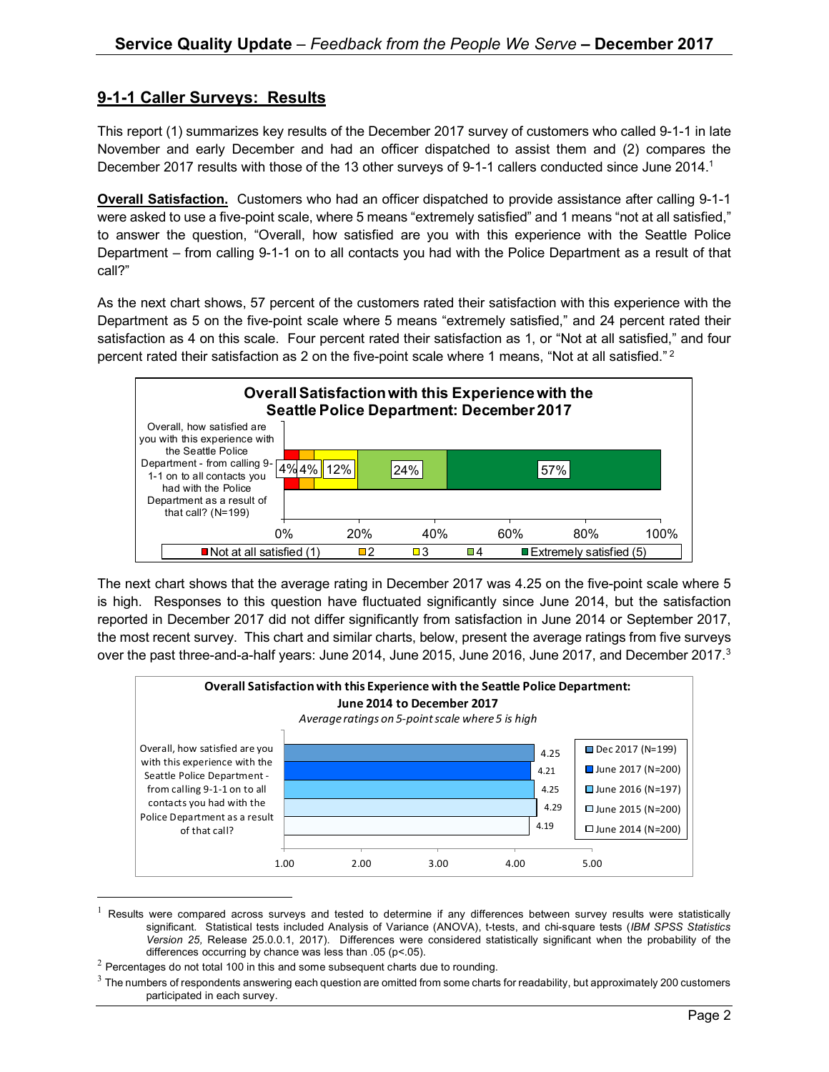## 9-1-1 Caller Surveys: Results

This report (1) summarizes key results of the December 2017 survey of customers who called 9-1-1 in late November and early December and had an officer dispatched to assist them and (2) compares the December 2017 results with those of the 13 other surveys of 9-1-1 callers conducted since June 2014.[1]

**Overall Satisfaction.** Customers who had an officer dispatched to provide assistance after calling 9-1-1 were asked to use a five-point scale, where 5 means "extremely satisfied" and 1 means "not at all satisfied," to answer the question, "Overall, how satisfied are you with this experience with the Seattle Police Department – from calling 9-1-1 on to all contacts you had with the Police Department as a result of that call?"

As the next chart shows, 57 percent of the customers rated their satisfaction with this experience with the Department as 5 on the five-point scale where 5 means "extremely satisfied," and 24 percent rated their satisfaction as 4 on this scale. Four percent rated their satisfaction as 1, or "Not at all satisfied," and four percent rated their satisfaction as 2 on the five-point scale where 1 means, "Not at all satisfied."[2]

**Overall Satisfaction with this Experience with the Seattle Police Department: December 2017**

| Question | Not at all satisfied (1) | 2 | 3 | 4 | Extremely satisfied (5) |
|---|---|---|---|---|---|
| Overall, how satisfied are you with this experience with the Seattle Police Department - from calling 9-1-1 on to all contacts you had with the Police Department as a result of that call? (N=199) | 4% | 4% | 12% | 24% | 57% |

The next chart shows that the average rating in December 2017 was 4.25 on the five-point scale where 5 is high. Responses to this question have fluctuated significantly since June 2014, but the satisfaction reported in December 2017 did not differ significantly from satisfaction in June 2014 or September 2017, the most recent survey. This chart and similar charts, below, present the average ratings from five surveys over the past three-and-a-half years: June 2014, June 2015, June 2016, June 2017, and December 2017.[3]

**Overall Satisfaction with this Experience with the Seattle Police Department: June 2014 to December 2017**

*Average ratings on 5-point scale where 5 is high*

| Question | Dec 2017 (N=199) | June 2017 (N=200) | June 2016 (N=197) | June 2015 (N=200) | June 2014 (N=200) |
|---|---|---|---|---|---|
| Overall, how satisfied are you with this experience with the Seattle Police Department - from calling 9-1-1 on to all contacts you had with the Police Department as a result of that call? | 4.25 | 4.21 | 4.25 | 4.29 | 4.19 |

---

[1] Results were compared across surveys and tested to determine if any differences between survey results were statistically significant. Statistical tests included Analysis of Variance (ANOVA), t-tests, and chi-square tests (*IBM SPSS Statistics Version 25,* Release 25.0.0.1, 2017). Differences were considered statistically significant when the probability of the differences occurring by chance was less than .05 ($p<.05$).

[2] Percentages do not total 100 in this and some subsequent charts due to rounding.

[3] The numbers of respondents answering each question are omitted from some charts for readability, but approximately 200 customers participated in each survey.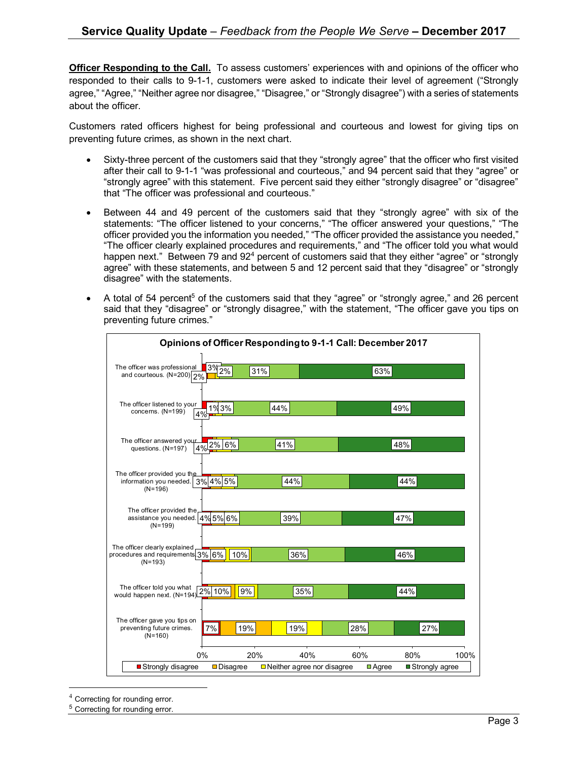**Officer Responding to the Call.** To assess customers' experiences with and opinions of the officer who responded to their calls to 9-1-1, customers were asked to indicate their level of agreement ("Strongly agree," "Agree," "Neither agree nor disagree," "Disagree," or "Strongly disagree") with a series of statements about the officer.

Customers rated officers highest for being professional and courteous and lowest for giving tips on preventing future crimes, as shown in the next chart.

- Sixty-three percent of the customers said that they "strongly agree" that the officer who first visited after their call to 9-1-1 "was professional and courteous," and 94 percent said that they "agree" or "strongly agree" with this statement. Five percent said they either "strongly disagree" or "disagree" that "The officer was professional and courteous."
- Between 44 and 49 percent of the customers said that they "strongly agree" with six of the statements: "The officer listened to your concerns," "The officer answered your questions," "The officer provided you the information you needed," "The officer provided the assistance you needed," "The officer clearly explained procedures and requirements," and "The officer told you what would happen next." Between 79 and 92[4] percent of customers said that they either "agree" or "strongly agree" with these statements, and between 5 and 12 percent said that they "disagree" or "strongly disagree" with the statements.
- A total of 54 percent[5] of the customers said that they "agree" or "strongly agree," and 26 percent said that they "disagree" or "strongly disagree," with the statement, "The officer gave you tips on preventing future crimes."

**Opinions of Officer Responding to 9-1-1 Call: December 2017**

| Statement | Strongly disagree | Disagree | Neither agree nor disagree | Agree | Strongly agree |
|---|---|---|---|---|---|
| The officer was professional and courteous. (N=200) | 2% | 3% | 2% | 31% | 63% |
| The officer listened to your concerns. (N=199) | 4% | 1% | 3% | 44% | 49% |
| The officer answered your questions. (N=197) | 4% | 2% | 6% | 41% | 48% |
| The officer provided you the information you needed. (N=196) | 3% | 4% | 5% | 44% | 44% |
| The officer provided the assistance you needed. (N=199) | 4% | 5% | 6% | 39% | 47% |
| The officer clearly explained procedures and requirements. (N=193) | 3% | 6% | 10% | 36% | 46% |
| The officer told you what would happen next. (N=194) | 2% | 10% | 9% | 35% | 44% |
| The officer gave you tips on preventing future crimes. (N=160) | 7% | 19% | 19% | 28% | 27% |

[4] Correcting for rounding error.

[5] Correcting for rounding error.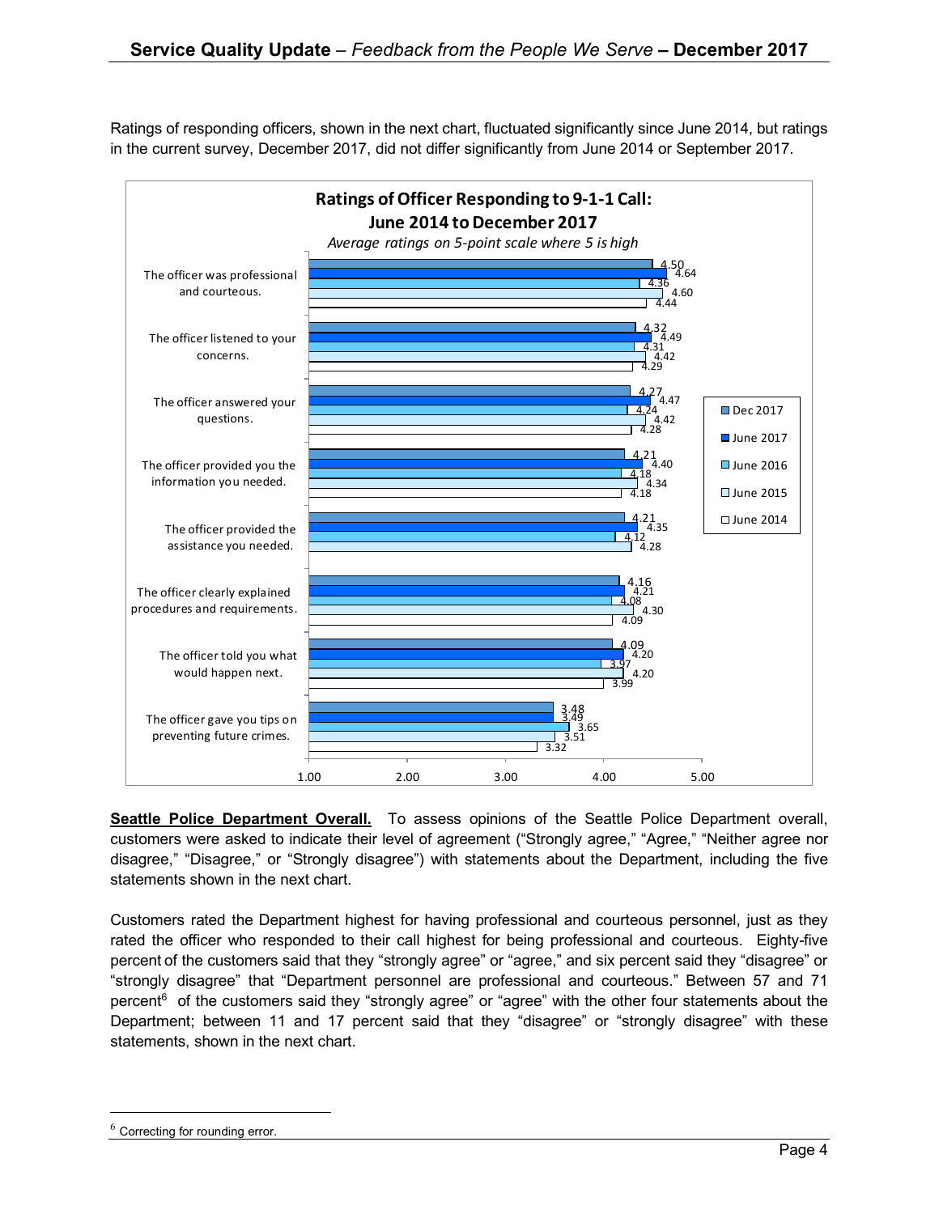Ratings of responding officers, shown in the next chart, fluctuated significantly since June 2014, but ratings in the current survey, December 2017, did not differ significantly from June 2014 or September 2017.

**Ratings of Officer Responding to 9-1-1 Call: June 2014 to December 2017**

*Average ratings on 5-point scale where 5 is high*

| Statement | Dec 2017 | June 2017 | June 2016 | June 2015 | June 2014 |
|---|---|---|---|---|---|
| The officer was professional and courteous. | 4.50 | 4.64 | 4.36 | 4.60 | 4.44 |
| The officer listened to your concerns. | 4.32 | 4.49 | 4.31 | 4.42 | 4.29 |
| The officer answered your questions. | 4.27 | 4.47 | 4.24 | 4.42 | 4.28 |
| The officer provided you the information you needed. | 4.21 | 4.40 | 4.18 | 4.34 | 4.18 |
| The officer provided the assistance you needed. | 4.21 | 4.35 | 4.12 | 4.28 | |
| The officer clearly explained procedures and requirements. | 4.16 | 4.21 | 4.08 | 4.30 | 4.09 |
| The officer told you what would happen next. | 4.09 | 4.20 | 3.97 | 4.20 | 3.99 |
| The officer gave you tips on preventing future crimes. | 3.48 | 3.49 | 3.65 | 3.51 | 3.32 |

**Seattle Police Department Overall.** To assess opinions of the Seattle Police Department overall, customers were asked to indicate their level of agreement ("Strongly agree," "Agree," "Neither agree nor disagree," "Disagree," or "Strongly disagree") with statements about the Department, including the five statements shown in the next chart.

Customers rated the Department highest for having professional and courteous personnel, just as they rated the officer who responded to their call highest for being professional and courteous. Eighty-five percent of the customers said that they "strongly agree" or "agree," and six percent said they "disagree" or "strongly disagree" that "Department personnel are professional and courteous." Between 57 and 71 percent[6] of the customers said they "strongly agree" or "agree" with the other four statements about the Department; between 11 and 17 percent said that they "disagree" or "strongly disagree" with these statements, shown in the next chart.

[6] Correcting for rounding error.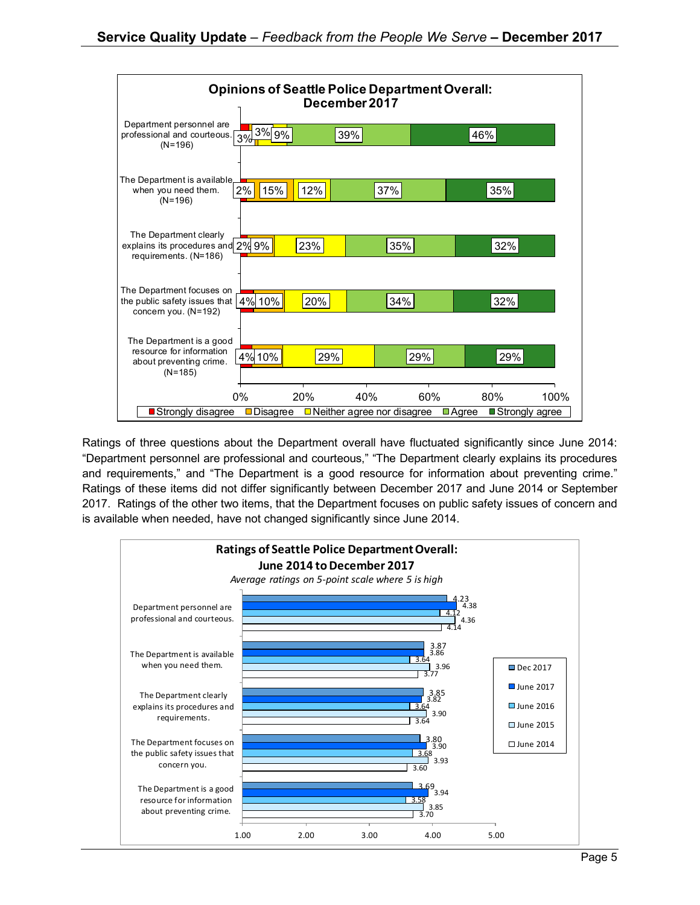**Opinions of Seattle Police Department Overall: December 2017**

| | Strongly disagree | Disagree | Neither agree nor disagree | Agree | Strongly agree |
|---|---|---|---|---|---|
| Department personnel are professional and courteous. (N=196) | 3% | 3% | 9% | 39% | 46% |
| The Department is available when you need them. (N=196) | 2% | 15% | 12% | 37% | 35% |
| The Department clearly explains its procedures and requirements. (N=186) | 2% | 9% | 23% | 35% | 32% |
| The Department focuses on the public safety issues that concern you. (N=192) | 4% | 10% | 20% | 34% | 32% |
| The Department is a good resource for information about preventing crime. (N=185) | 4% | 10% | 29% | 29% | 29% |

Ratings of three questions about the Department overall have fluctuated significantly since June 2014: "Department personnel are professional and courteous," "The Department clearly explains its procedures and requirements," and "The Department is a good resource for information about preventing crime." Ratings of these items did not differ significantly between December 2017 and June 2014 or September 2017. Ratings of the other two items, that the Department focuses on public safety issues of concern and is available when needed, have not changed significantly since June 2014.

**Ratings of Seattle Police Department Overall: June 2014 to December 2017**

*Average ratings on 5-point scale where 5 is high*

| | Dec 2017 | June 2017 | June 2016 | June 2015 | June 2014 |
|---|---|---|---|---|---|
| Department personnel are professional and courteous. | 4.23 | 4.38 | 4.12 | 4.36 | 4.14 |
| The Department is available when you need them. | 3.87 | 3.86 | 3.64 | 3.96 | 3.77 |
| The Department clearly explains its procedures and requirements. | 3.85 | 3.82 | 3.64 | 3.90 | 3.64 |
| The Department focuses on the public safety issues that concern you. | 3.80 | 3.90 | 3.68 | 3.93 | 3.60 |
| The Department is a good resource for information about preventing crime. | 3.69 | 3.94 | 3.58 | 3.85 | 3.70 |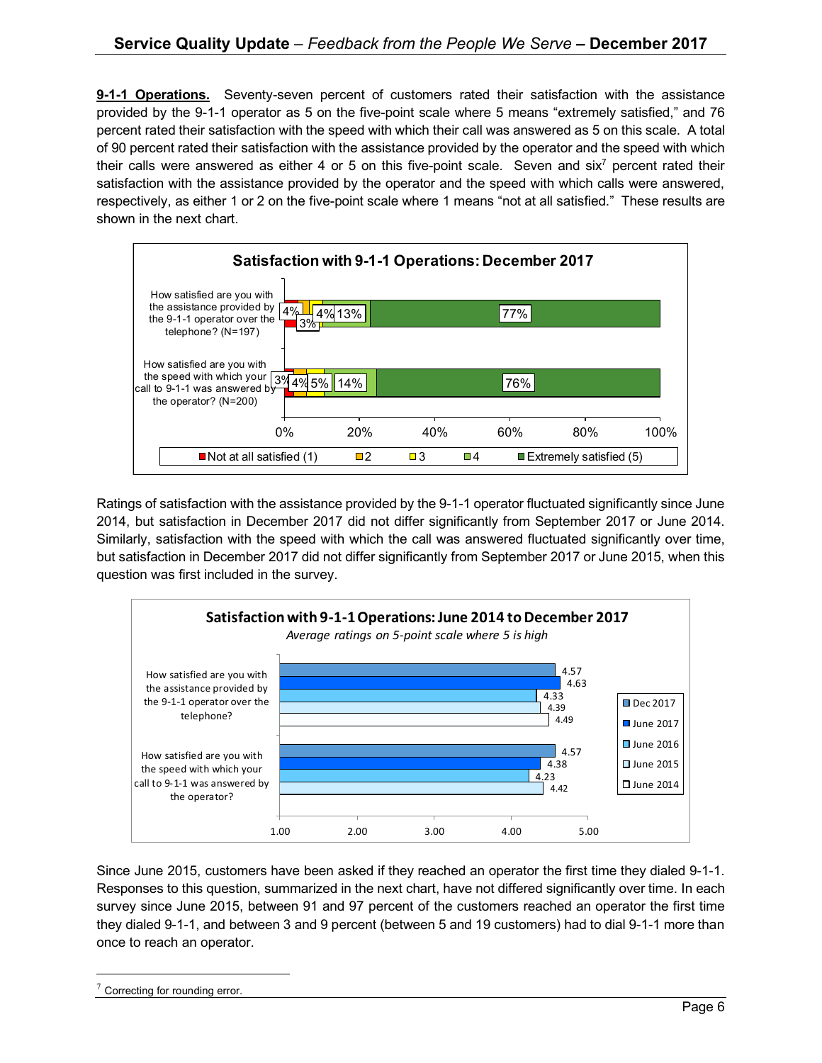**9-1-1 Operations.** Seventy-seven percent of customers rated their satisfaction with the assistance provided by the 9-1-1 operator as 5 on the five-point scale where 5 means "extremely satisfied," and 76 percent rated their satisfaction with the speed with which their call was answered as 5 on this scale. A total of 90 percent rated their satisfaction with the assistance provided by the operator and the speed with which their calls were answered as either 4 or 5 on this five-point scale. Seven and six[7] percent rated their satisfaction with the assistance provided by the operator and the speed with which calls were answered, respectively, as either 1 or 2 on the five-point scale where 1 means "not at all satisfied." These results are shown in the next chart.

**Satisfaction with 9-1-1 Operations: December 2017**

| | Not at all satisfied (1) | 2 | 3 | 4 | Extremely satisfied (5) |
|---|---|---|---|---|---|
| How satisfied are you with the assistance provided by the 9-1-1 operator over the telephone? (N=197) | 4% | 3% | 4% | 13% | 77% |
| How satisfied are you with the speed with which your call to 9-1-1 was answered by the operator? (N=200) | 3% | 4% | 5% | 14% | 76% |

Ratings of satisfaction with the assistance provided by the 9-1-1 operator fluctuated significantly since June 2014, but satisfaction in December 2017 did not differ significantly from September 2017 or June 2014. Similarly, satisfaction with the speed with which the call was answered fluctuated significantly over time, but satisfaction in December 2017 did not differ significantly from September 2017 or June 2015, when this question was first included in the survey.

**Satisfaction with 9-1-1 Operations: June 2014 to December 2017**

*Average ratings on 5-point scale where 5 is high*

| | Dec 2017 | June 2017 | June 2016 | June 2015 | June 2014 |
|---|---|---|---|---|---|
| How satisfied are you with the assistance provided by the 9-1-1 operator over the telephone? | 4.57 | 4.63 | 4.33 | 4.39 | 4.49 |
| How satisfied are you with the speed with which your call to 9-1-1 was answered by the operator? | 4.57 | 4.38 | 4.23 | 4.42 | |

Since June 2015, customers have been asked if they reached an operator the first time they dialed 9-1-1. Responses to this question, summarized in the next chart, have not differed significantly over time. In each survey since June 2015, between 91 and 97 percent of the customers reached an operator the first time they dialed 9-1-1, and between 3 and 9 percent (between 5 and 19 customers) had to dial 9-1-1 more than once to reach an operator.

[7] Correcting for rounding error.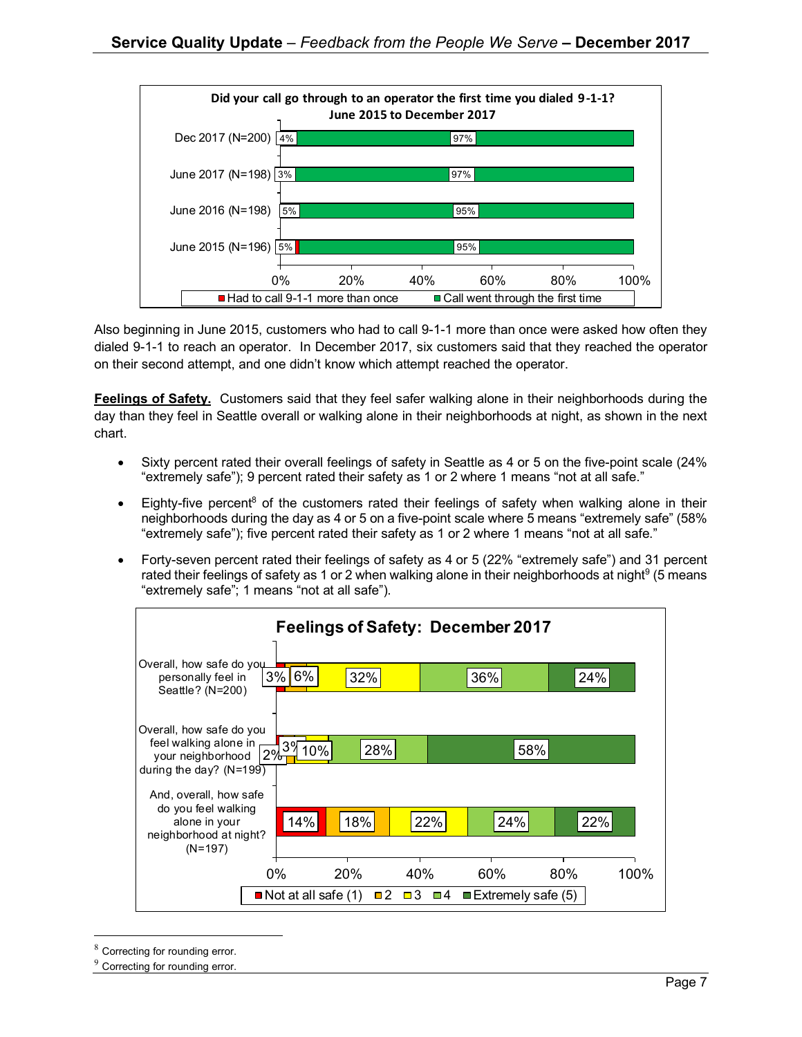**Did your call go through to an operator the first time you dialed 9-1-1?**
**June 2015 to December 2017**

| | Had to call 9-1-1 more than once | Call went through the first time |
|---|---|---|
| Dec 2017 (N=200) | 4% | 97% |
| June 2017 (N=198) | 3% | 97% |
| June 2016 (N=198) | 5% | 95% |
| June 2015 (N=196) | 5% | 95% |

Also beginning in June 2015, customers who had to call 9-1-1 more than once were asked how often they dialed 9-1-1 to reach an operator. In December 2017, six customers said that they reached the operator on their second attempt, and one didn't know which attempt reached the operator.

**Feelings of Safety.** Customers said that they feel safer walking alone in their neighborhoods during the day than they feel in Seattle overall or walking alone in their neighborhoods at night, as shown in the next chart.

- Sixty percent rated their overall feelings of safety in Seattle as 4 or 5 on the five-point scale (24% "extremely safe"); 9 percent rated their safety as 1 or 2 where 1 means "not at all safe."
- Eighty-five percent[8] of the customers rated their feelings of safety when walking alone in their neighborhoods during the day as 4 or 5 on a five-point scale where 5 means "extremely safe" (58% "extremely safe"); five percent rated their safety as 1 or 2 where 1 means "not at all safe."
- Forty-seven percent rated their feelings of safety as 4 or 5 (22% "extremely safe") and 31 percent rated their feelings of safety as 1 or 2 when walking alone in their neighborhoods at night[9] (5 means "extremely safe"; 1 means "not at all safe").

**Feelings of Safety: December 2017**

| | Not at all safe (1) | 2 | 3 | 4 | Extremely safe (5) |
|---|---|---|---|---|---|
| Overall, how safe do you personally feel in Seattle? (N=200) | 3% | 6% | 32% | 36% | 24% |
| Overall, how safe do you feel walking alone in your neighborhood during the day? (N=199) | 2% | 3% | 10% | 28% | 58% |
| And, overall, how safe do you feel walking alone in your neighborhood at night? (N=197) | 14% | 18% | 22% | 24% | 22% |

[8] Correcting for rounding error.

[9] Correcting for rounding error.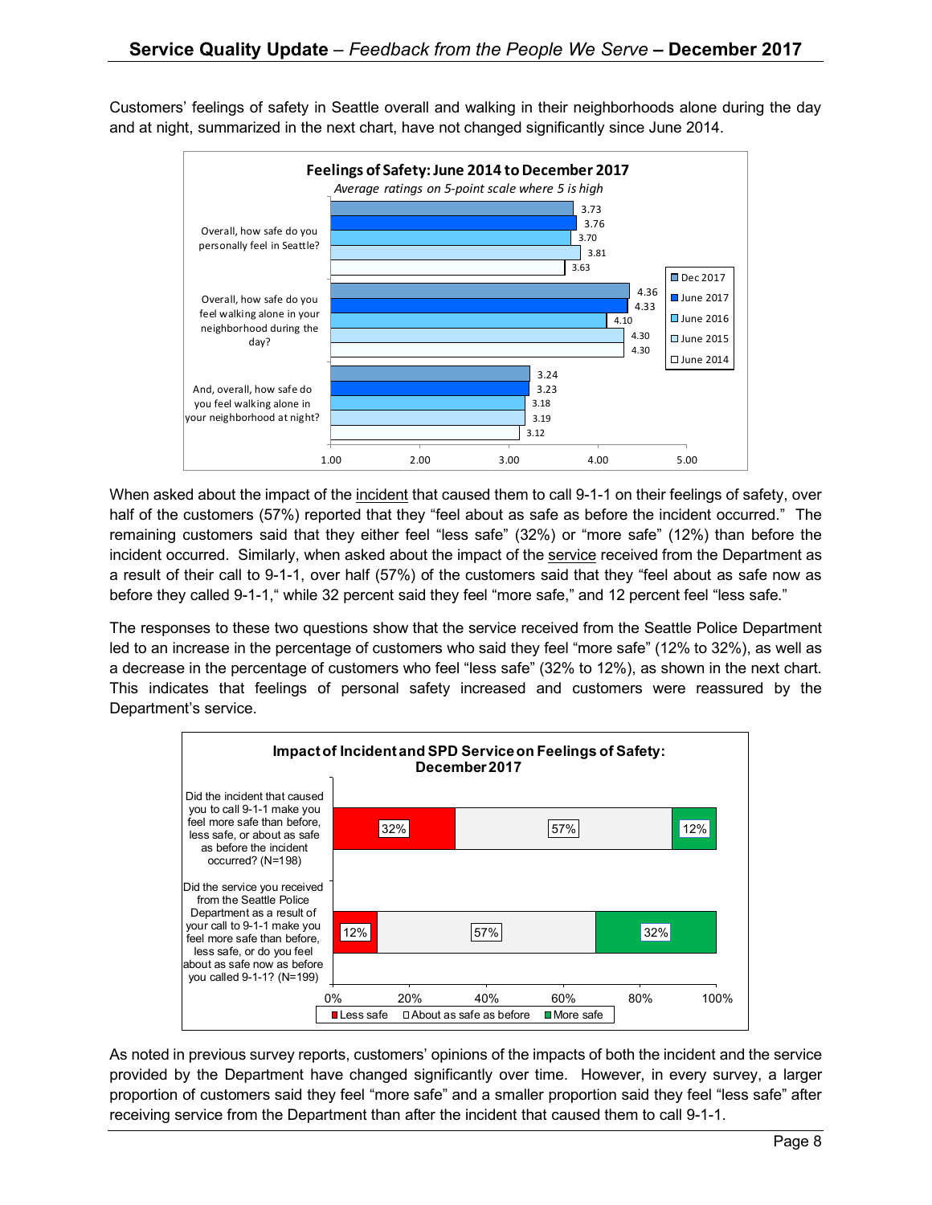Customers' feelings of safety in Seattle overall and walking in their neighborhoods alone during the day and at night, summarized in the next chart, have not changed significantly since June 2014.

**Feelings of Safety: June 2014 to December 2017**

*Average ratings on 5-point scale where 5 is high*

| | Dec 2017 | June 2017 | June 2016 | June 2015 | June 2014 |
|---|---|---|---|---|---|
| Overall, how safe do you personally feel in Seattle? | 3.73 | 3.76 | 3.70 | 3.81 | 3.63 |
| Overall, how safe do you feel walking alone in your neighborhood during the day? | 4.36 | 4.33 | 4.10 | 4.30 | 4.30 |
| And, overall, how safe do you feel walking alone in your neighborhood at night? | 3.24 | 3.23 | 3.18 | 3.19 | 3.12 |

When asked about the impact of the incident that caused them to call 9-1-1 on their feelings of safety, over half of the customers (57%) reported that they "feel about as safe as before the incident occurred." The remaining customers said that they either feel "less safe" (32%) or "more safe" (12%) than before the incident occurred. Similarly, when asked about the impact of the service received from the Department as a result of their call to 9-1-1, over half (57%) of the customers said that they "feel about as safe now as before they called 9-1-1," while 32 percent said they feel "more safe," and 12 percent feel "less safe."

The responses to these two questions show that the service received from the Seattle Police Department led to an increase in the percentage of customers who said they feel "more safe" (12% to 32%), as well as a decrease in the percentage of customers who feel "less safe" (32% to 12%), as shown in the next chart. This indicates that feelings of personal safety increased and customers were reassured by the Department's service.

**Impact of Incident and SPD Service on Feelings of Safety: December 2017**

| | Less safe | About as safe as before | More safe |
|---|---|---|---|
| Did the incident that caused you to call 9-1-1 make you feel more safe than before, less safe, or about as safe as before the incident occurred? (N=198) | 32% | 57% | 12% |
| Did the service you received from the Seattle Police Department as a result of your call to 9-1-1 make you feel more safe than before, less safe, or do you feel about as safe now as before you called 9-1-1? (N=199) | 12% | 57% | 32% |

As noted in previous survey reports, customers' opinions of the impacts of both the incident and the service provided by the Department have changed significantly over time. However, in every survey, a larger proportion of customers said they feel "more safe" and a smaller proportion said they feel "less safe" after receiving service from the Department than after the incident that caused them to call 9-1-1.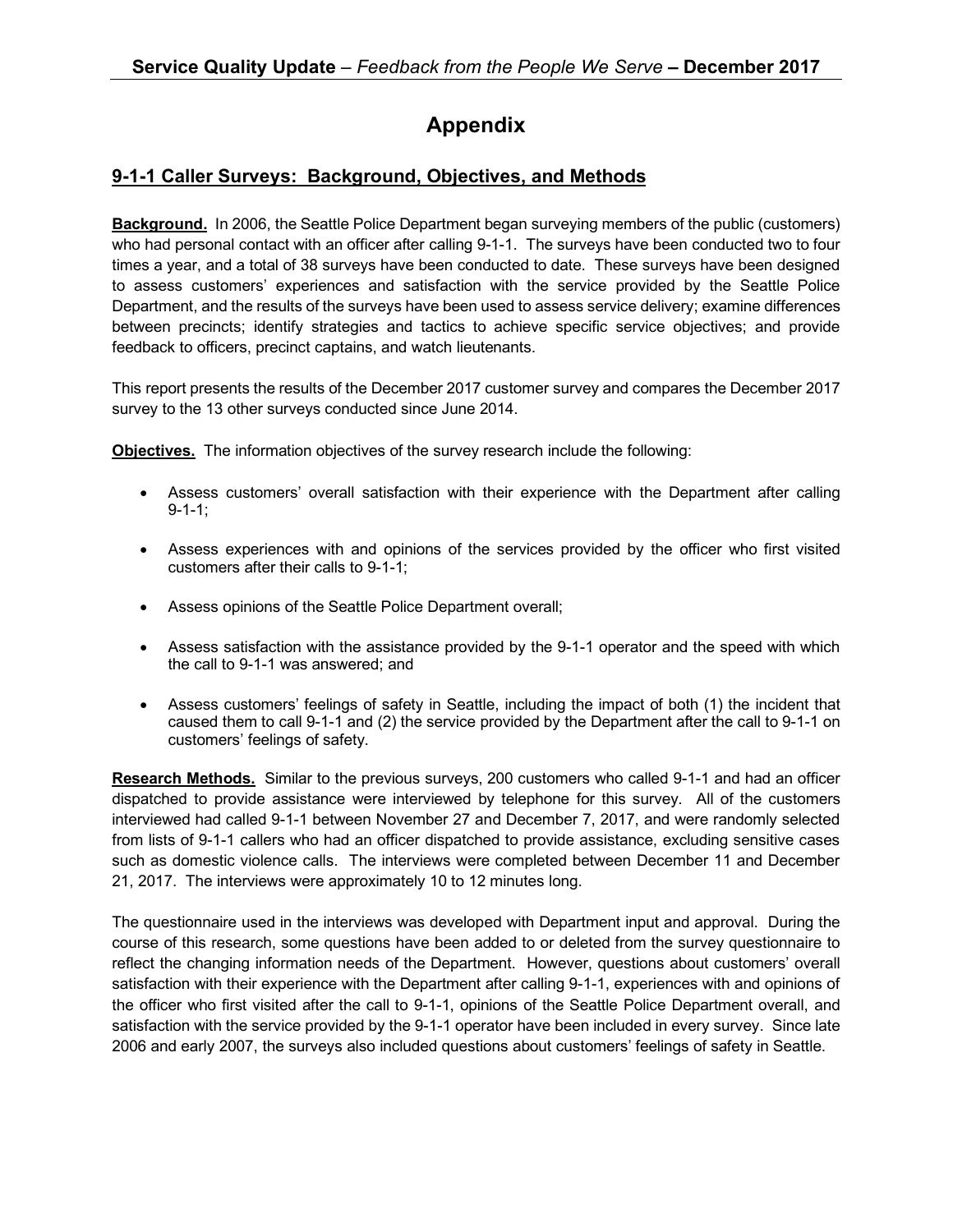# Appendix

## 9-1-1 Caller Surveys: Background, Objectives, and Methods

**Background.** In 2006, the Seattle Police Department began surveying members of the public (customers) who had personal contact with an officer after calling 9-1-1. The surveys have been conducted two to four times a year, and a total of 38 surveys have been conducted to date. These surveys have been designed to assess customers' experiences and satisfaction with the service provided by the Seattle Police Department, and the results of the surveys have been used to assess service delivery; examine differences between precincts; identify strategies and tactics to achieve specific service objectives; and provide feedback to officers, precinct captains, and watch lieutenants.

This report presents the results of the December 2017 customer survey and compares the December 2017 survey to the 13 other surveys conducted since June 2014.

**Objectives.** The information objectives of the survey research include the following:

- Assess customers' overall satisfaction with their experience with the Department after calling 9-1-1;
- Assess experiences with and opinions of the services provided by the officer who first visited customers after their calls to 9-1-1;
- Assess opinions of the Seattle Police Department overall;
- Assess satisfaction with the assistance provided by the 9-1-1 operator and the speed with which the call to 9-1-1 was answered; and
- Assess customers' feelings of safety in Seattle, including the impact of both (1) the incident that caused them to call 9-1-1 and (2) the service provided by the Department after the call to 9-1-1 on customers' feelings of safety.

**Research Methods.** Similar to the previous surveys, 200 customers who called 9-1-1 and had an officer dispatched to provide assistance were interviewed by telephone for this survey. All of the customers interviewed had called 9-1-1 between November 27 and December 7, 2017, and were randomly selected from lists of 9-1-1 callers who had an officer dispatched to provide assistance, excluding sensitive cases such as domestic violence calls. The interviews were completed between December 11 and December 21, 2017. The interviews were approximately 10 to 12 minutes long.

The questionnaire used in the interviews was developed with Department input and approval. During the course of this research, some questions have been added to or deleted from the survey questionnaire to reflect the changing information needs of the Department. However, questions about customers' overall satisfaction with their experience with the Department after calling 9-1-1, experiences with and opinions of the officer who first visited after the call to 9-1-1, opinions of the Seattle Police Department overall, and satisfaction with the service provided by the 9-1-1 operator have been included in every survey. Since late 2006 and early 2007, the surveys also included questions about customers' feelings of safety in Seattle.